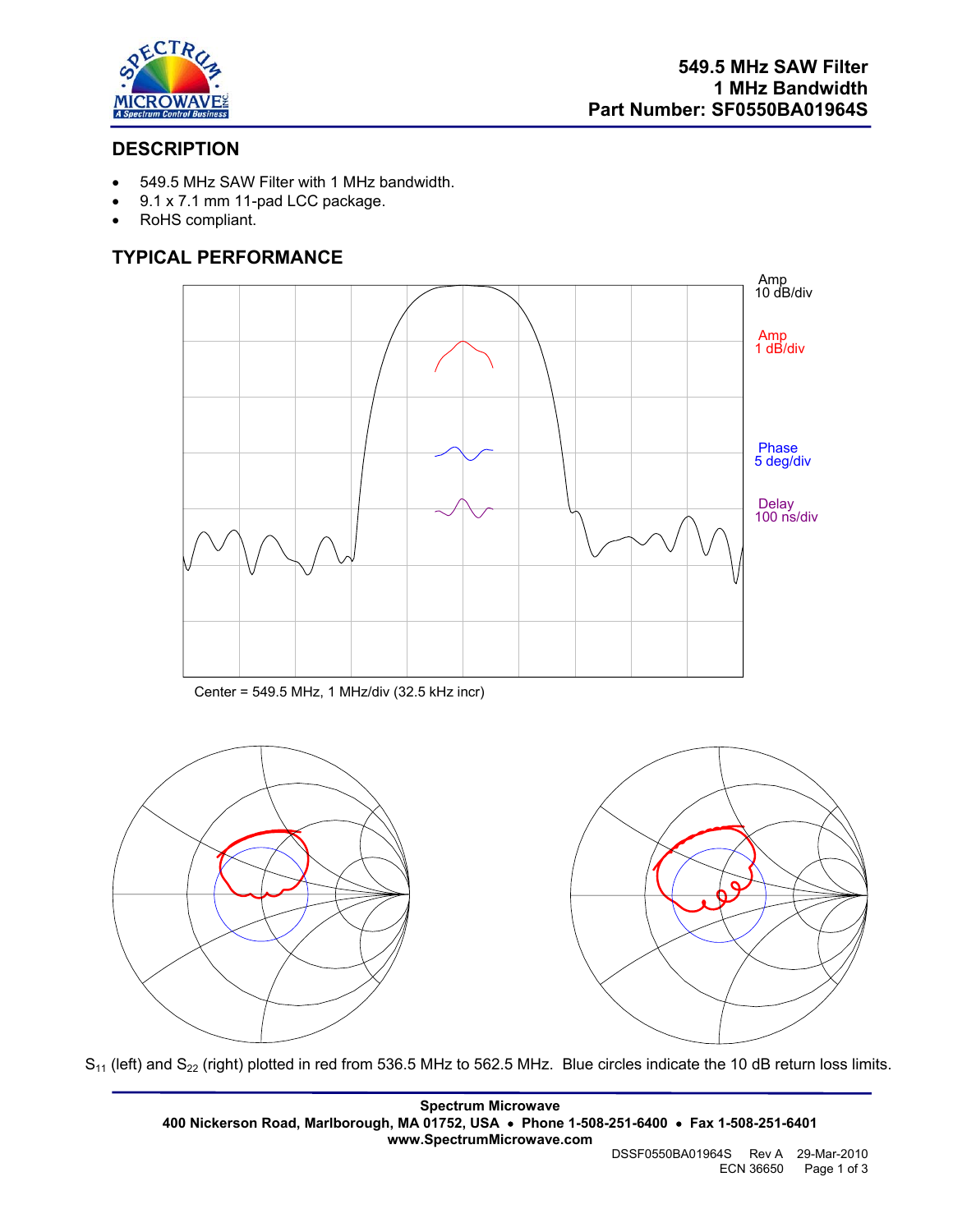# 549.5 MHz SAW Filter
# 1 MHz Bandwidth
# Part Number: SF0550BA01964S

## DESCRIPTION

- 549.5 MHz SAW Filter with 1 MHz bandwidth.
- 9.1 x 7.1 mm 11-pad LCC package.
- RoHS compliant.

## TYPICAL PERFORMANCE

Amp 10 dB/div

Amp 1 dB/div

Phase 5 deg/div

Delay 100 ns/div

Center = 549.5 MHz, 1 MHz/div (32.5 kHz incr)

$S_{11}$ (left) and $S_{22}$ (right) plotted in red from 536.5 MHz to 562.5 MHz. Blue circles indicate the 10 dB return loss limits.

**Spectrum Microwave**
**400 Nickerson Road, Marlborough, MA 01752, USA • Phone 1-508-251-6400 • Fax 1-508-251-6401**
**www.SpectrumMicrowave.com**

DSSF0550BA01964S Rev A 29-Mar-2010
ECN 36650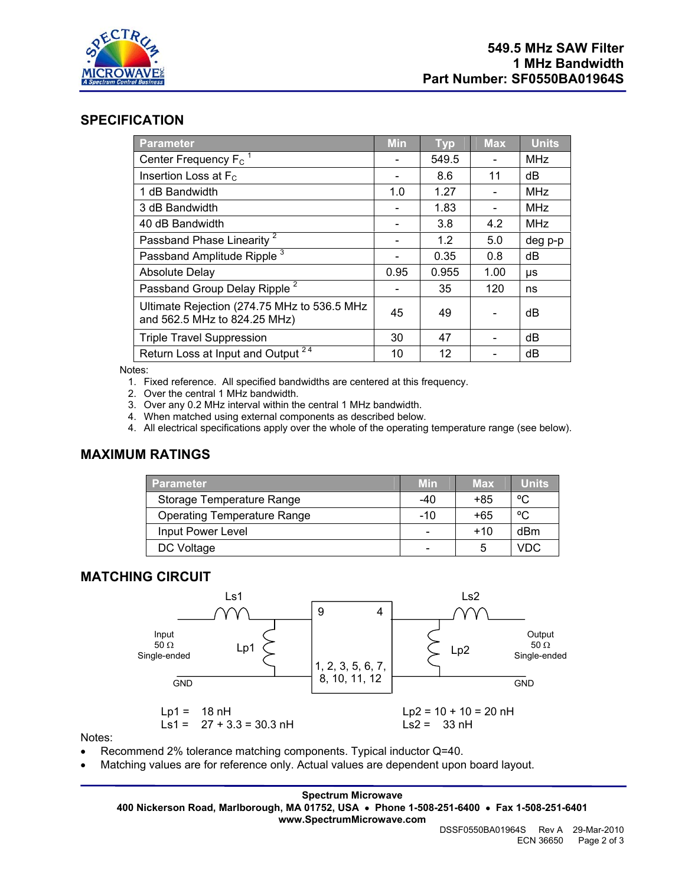**549.5 MHz SAW Filter**
**1 MHz Bandwidth**
**Part Number: SF0550BA01964S**

## SPECIFICATION

| Parameter | Min | Typ | Max | Units |
|---|---|---|---|---|
| Center Frequency $F_C$ [1] | - | 549.5 | - | MHz |
| Insertion Loss at $F_C$ | - | 8.6 | 11 | dB |
| 1 dB Bandwidth | 1.0 | 1.27 | - | MHz |
| 3 dB Bandwidth | - | 1.83 | - | MHz |
| 40 dB Bandwidth | - | 3.8 | 4.2 | MHz |
| Passband Phase Linearity [2] | - | 1.2 | 5.0 | deg p-p |
| Passband Amplitude Ripple [3] | - | 0.35 | 0.8 | dB |
| Absolute Delay | 0.95 | 0.955 | 1.00 | μs |
| Passband Group Delay Ripple [2] | - | 35 | 120 | ns |
| Ultimate Rejection (274.75 MHz to 536.5 MHz and 562.5 MHz to 824.25 MHz) | 45 | 49 | - | dB |
| Triple Travel Suppression | 30 | 47 | - | dB |
| Return Loss at Input and Output [2 4] | 10 | 12 | - | dB |

Notes:
1. Fixed reference. All specified bandwidths are centered at this frequency.
2. Over the central 1 MHz bandwidth.
3. Over any 0.2 MHz interval within the central 1 MHz bandwidth.
4. When matched using external components as described below.
4. All electrical specifications apply over the whole of the operating temperature range (see below).

## MAXIMUM RATINGS

| Parameter | Min | Max | Units |
|---|---|---|---|
| Storage Temperature Range | -40 | +85 | ºC |
| Operating Temperature Range | -10 | +65 | ºC |
| Input Power Level | - | +10 | dBm |
| DC Voltage | - | 5 | VDC |

## MATCHING CIRCUIT

Input 50 Ω Single-ended — Ls1 (series), Lp1 (shunt) — pin 9 | pin 4 — Lp2 (shunt), Ls2 (series) — Output 50 Ω Single-ended

GND: pins 1, 2, 3, 5, 6, 7, 8, 10, 11, 12

Lp1 = 18 nH
Ls1 = 27 + 3.3 = 30.3 nH

Lp2 = 10 + 10 = 20 nH
Ls2 = 33 nH

Notes:
- Recommend 2% tolerance matching components. Typical inductor Q=40.
- Matching values are for reference only. Actual values are dependent upon board layout.

**Spectrum Microwave**
**400 Nickerson Road, Marlborough, MA 01752, USA • Phone 1-508-251-6400 • Fax 1-508-251-6401**
**www.SpectrumMicrowave.com**

DSSF0550BA01964S Rev A 29-Mar-2010
ECN 36650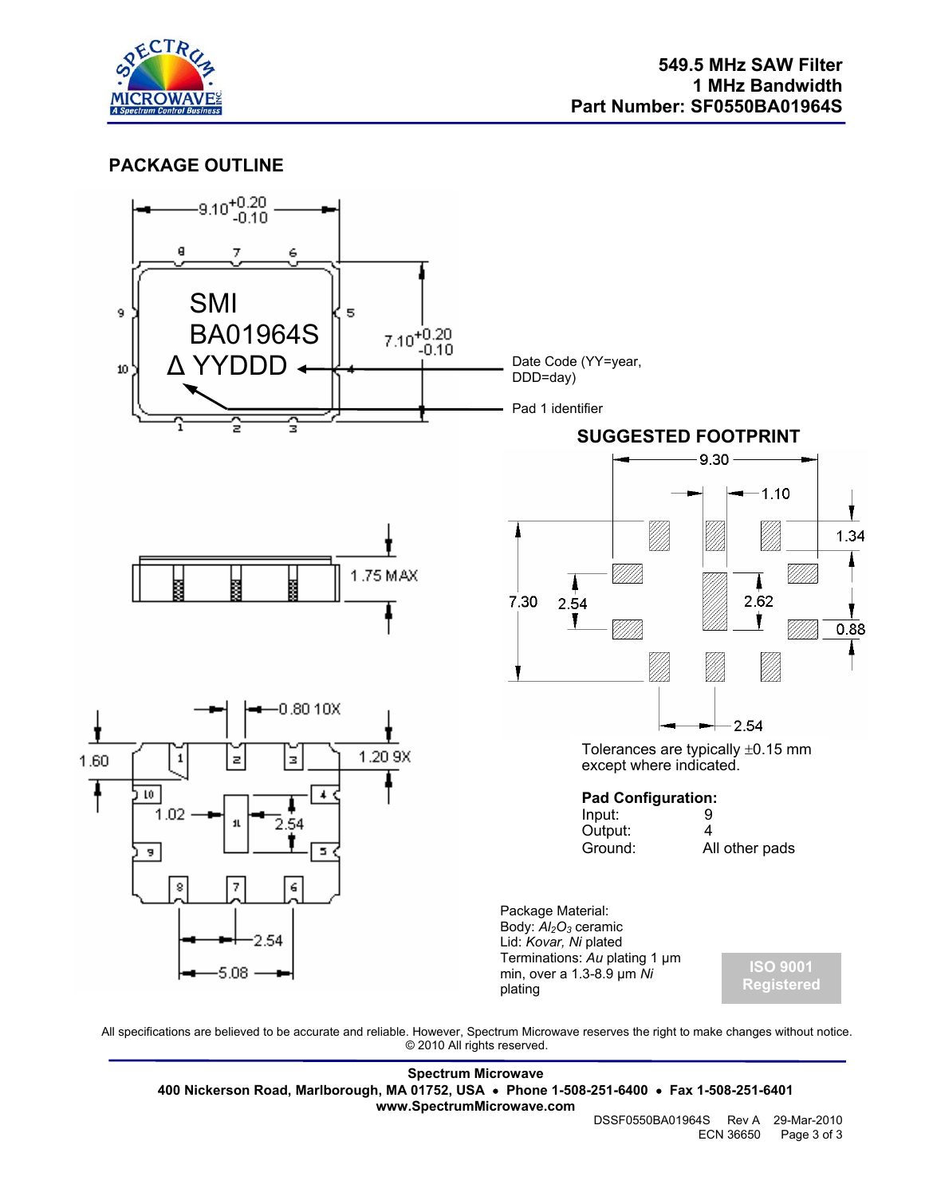**549.5 MHz SAW Filter**
**1 MHz Bandwidth**
**Part Number: SF0550BA01964S**

## PACKAGE OUTLINE

9.10 +0.20/-0.10

7.10 +0.20/-0.10

SMI
BA01964S
Δ YYDDD

Date Code (YY=year, DDD=day)

Pad 1 identifier

1.75 MAX

0.80 10X

1.60

1.20 9X

1.02

2.54

2.54

5.08

## SUGGESTED FOOTPRINT

9.30

1.10

1.34

7.30

2.54

2.62

0.88

2.54

Tolerances are typically ±0.15 mm except where indicated.

**Pad Configuration:**

| | |
|---|---|
| Input: | 9 |
| Output: | 4 |
| Ground: | All other pads |

Package Material:
Body: $Al_2O_3$ ceramic
Lid: *Kovar, Ni* plated
Terminations: *Au* plating 1 µm min, over a 1.3-8.9 µm *Ni* plating

ISO 9001 Registered

All specifications are believed to be accurate and reliable. However, Spectrum Microwave reserves the right to make changes without notice.
© 2010 All rights reserved.

**Spectrum Microwave**
**400 Nickerson Road, Marlborough, MA 01752, USA • Phone 1-508-251-6400 • Fax 1-508-251-6401**
**www.SpectrumMicrowave.com**

DSSF0550BA01964S Rev A 29-Mar-2010
ECN 36650